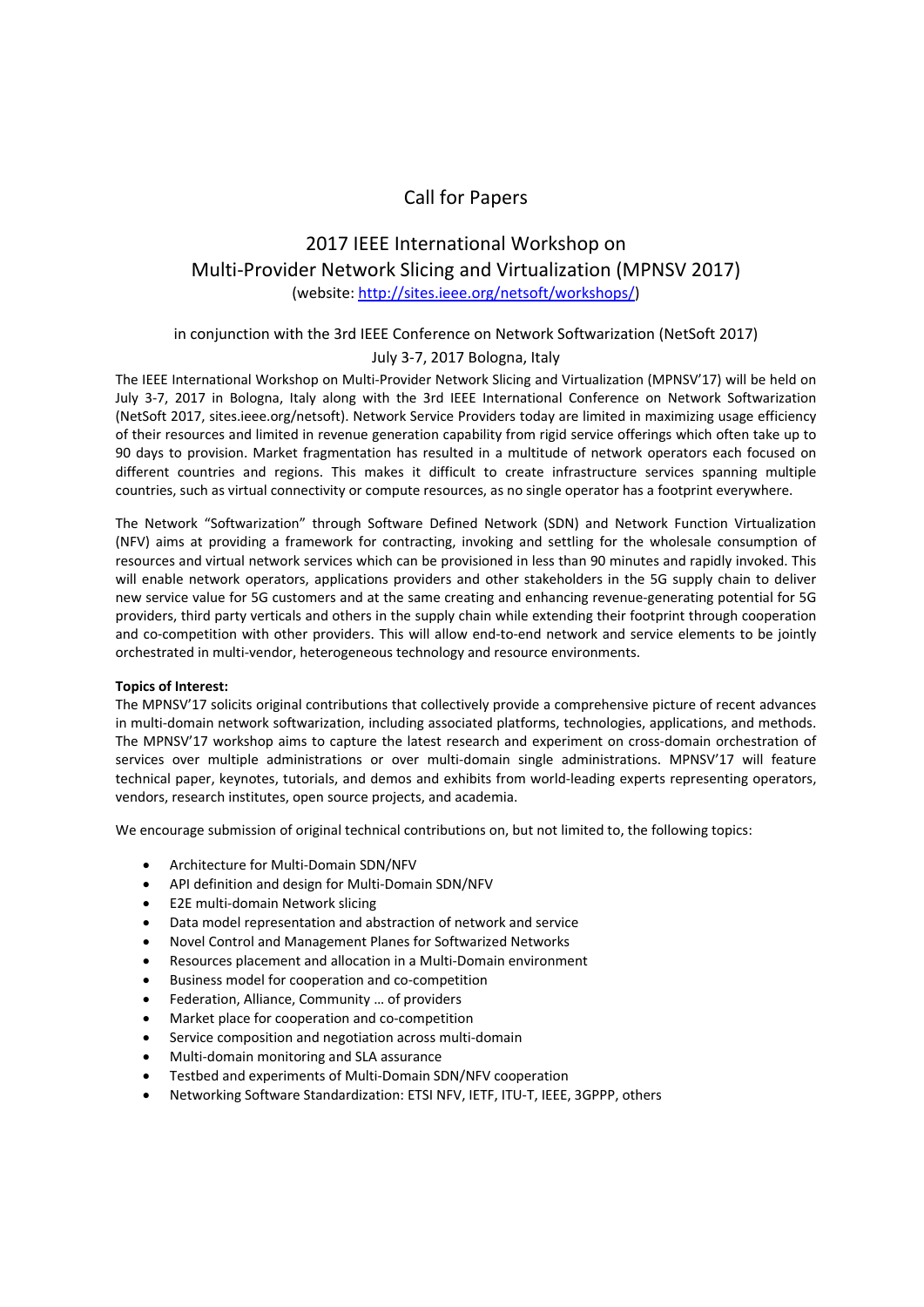# Call for Papers

## 2017 IEEE International Workshop on Multi-Provider Network Slicing and Virtualization (MPNSV 2017)

(website: [http://sites.ieee.org/netsoft/workshops/](http://sites.ieee.org/netsoft/workshops/))

in conjunction with the 3rd IEEE Conference on Network Softwarization (NetSoft 2017)

July 3-7, 2017 Bologna, Italy

The IEEE International Workshop on Multi-Provider Network Slicing and Virtualization (MPNSV'17) will be held on July 3-7, 2017 in Bologna, Italy along with the 3rd IEEE International Conference on Network Softwarization (NetSoft 2017, sites.ieee.org/netsoft). Network Service Providers today are limited in maximizing usage efficiency of their resources and limited in revenue generation capability from rigid service offerings which often take up to 90 days to provision. Market fragmentation has resulted in a multitude of network operators each focused on different countries and regions. This makes it difficult to create infrastructure services spanning multiple countries, such as virtual connectivity or compute resources, as no single operator has a footprint everywhere.

The Network "Softwarization" through Software Defined Network (SDN) and Network Function Virtualization (NFV) aims at providing a framework for contracting, invoking and settling for the wholesale consumption of resources and virtual network services which can be provisioned in less than 90 minutes and rapidly invoked. This will enable network operators, applications providers and other stakeholders in the 5G supply chain to deliver new service value for 5G customers and at the same creating and enhancing revenue-generating potential for 5G providers, third party verticals and others in the supply chain while extending their footprint through cooperation and co-competition with other providers. This will allow end-to-end network and service elements to be jointly orchestrated in multi-vendor, heterogeneous technology and resource environments.

**Topics of Interest:**

The MPNSV'17 solicits original contributions that collectively provide a comprehensive picture of recent advances in multi-domain network softwarization, including associated platforms, technologies, applications, and methods. The MPNSV'17 workshop aims to capture the latest research and experiment on cross-domain orchestration of services over multiple administrations or over multi-domain single administrations. MPNSV'17 will feature technical paper, keynotes, tutorials, and demos and exhibits from world-leading experts representing operators, vendors, research institutes, open source projects, and academia.

We encourage submission of original technical contributions on, but not limited to, the following topics:

- Architecture for Multi-Domain SDN/NFV
- API definition and design for Multi-Domain SDN/NFV
- E2E multi-domain Network slicing
- Data model representation and abstraction of network and service
- Novel Control and Management Planes for Softwarized Networks
- Resources placement and allocation in a Multi-Domain environment
- Business model for cooperation and co-competition
- Federation, Alliance, Community … of providers
- Market place for cooperation and co-competition
- Service composition and negotiation across multi-domain
- Multi-domain monitoring and SLA assurance
- Testbed and experiments of Multi-Domain SDN/NFV cooperation
- Networking Software Standardization: ETSI NFV, IETF, ITU-T, IEEE, 3GPPP, others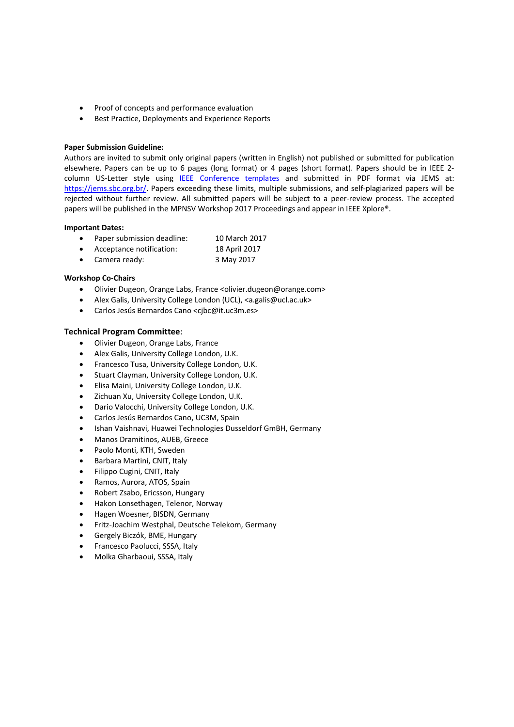- Proof of concepts and performance evaluation
- Best Practice, Deployments and Experience Reports

**Paper Submission Guideline:**

Authors are invited to submit only original papers (written in English) not published or submitted for publication elsewhere. Papers can be up to 6 pages (long format) or 4 pages (short format). Papers should be in IEEE 2-column US-Letter style using [IEEE Conference templates]() and submitted in PDF format via JEMS at: https://jems.sbc.org.br/. Papers exceeding these limits, multiple submissions, and self-plagiarized papers will be rejected without further review. All submitted papers will be subject to a peer-review process. The accepted papers will be published in the MPNSV Workshop 2017 Proceedings and appear in IEEE Xplore®.

**Important Dates:**

- Paper submission deadline: 10 March 2017
- Acceptance notification: 18 April 2017
- Camera ready: 3 May 2017

**Workshop Co-Chairs**

- Olivier Dugeon, Orange Labs, France <olivier.dugeon@orange.com>
- Alex Galis, University College London (UCL), <a.galis@ucl.ac.uk>
- Carlos Jesús Bernardos Cano <cjbc@it.uc3m.es>

**Technical Program Committee**:

- Olivier Dugeon, Orange Labs, France
- Alex Galis, University College London, U.K.
- Francesco Tusa, University College London, U.K.
- Stuart Clayman, University College London, U.K.
- Elisa Maini, University College London, U.K.
- Zichuan Xu, University College London, U.K.
- Dario Valocchi, University College London, U.K.
- Carlos Jesús Bernardos Cano, UC3M, Spain
- Ishan Vaishnavi, Huawei Technologies Dusseldorf GmBH, Germany
- Manos Dramitinos, AUEB, Greece
- Paolo Monti, KTH, Sweden
- Barbara Martini, CNIT, Italy
- Filippo Cugini, CNIT, Italy
- Ramos, Aurora, ATOS, Spain
- Robert Zsabo, Ericsson, Hungary
- Hakon Lonsethagen, Telenor, Norway
- Hagen Woesner, BISDN, Germany
- Fritz-Joachim Westphal, Deutsche Telekom, Germany
- Gergely Biczók, BME, Hungary
- Francesco Paolucci, SSSA, Italy
- Molka Gharbaoui, SSSA, Italy